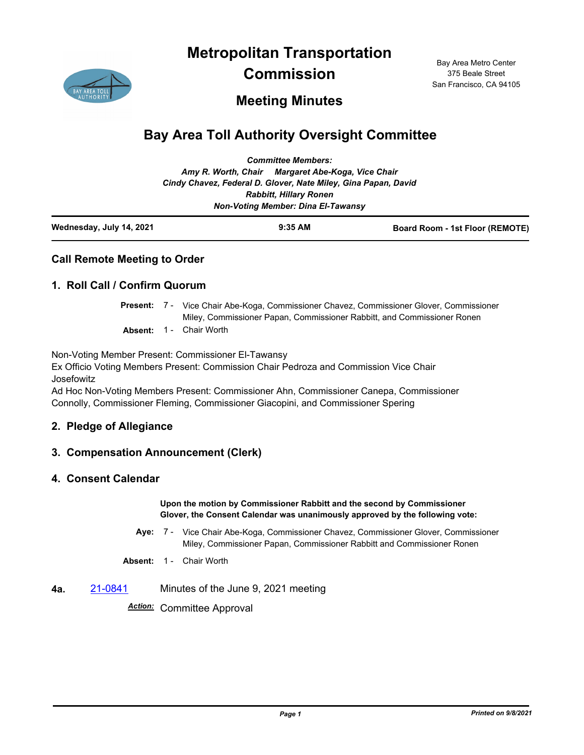# Metropolitan Transportation Commission

Bay Area Metro Center
375 Beale Street
San Francisco, CA 94105

## Meeting Minutes

## Bay Area Toll Authority Oversight Committee

*Committee Members:*
*Amy R. Worth, Chair Margaret Abe-Koga, Vice Chair*
*Cindy Chavez, Federal D. Glover, Nate Miley, Gina Papan, David Rabbitt, Hillary Ronen*
*Non-Voting Member: Dina El-Tawansy*

**Wednesday, July 14, 2021** **9:35 AM** **Board Room - 1st Floor (REMOTE)**

### Call Remote Meeting to Order

### 1. Roll Call / Confirm Quorum

**Present:** 7 - Vice Chair Abe-Koga, Commissioner Chavez, Commissioner Glover, Commissioner Miley, Commissioner Papan, Commissioner Rabbitt, and Commissioner Ronen

**Absent:** 1 - Chair Worth

Non-Voting Member Present: Commissioner El-Tawansy
Ex Officio Voting Members Present: Commission Chair Pedroza and Commission Vice Chair Josefowitz
Ad Hoc Non-Voting Members Present: Commissioner Ahn, Commissioner Canepa, Commissioner Connolly, Commissioner Fleming, Commissioner Giacopini, and Commissioner Spering

### 2. Pledge of Allegiance

### 3. Compensation Announcement (Clerk)

### 4. Consent Calendar

**Upon the motion by Commissioner Rabbitt and the second by Commissioner Glover, the Consent Calendar was unanimously approved by the following vote:**

**Aye:** 7 - Vice Chair Abe-Koga, Commissioner Chavez, Commissioner Glover, Commissioner Miley, Commissioner Papan, Commissioner Rabbitt and Commissioner Ronen

**Absent:** 1 - Chair Worth

**4a.** 21-0841 Minutes of the June 9, 2021 meeting

***Action:*** Committee Approval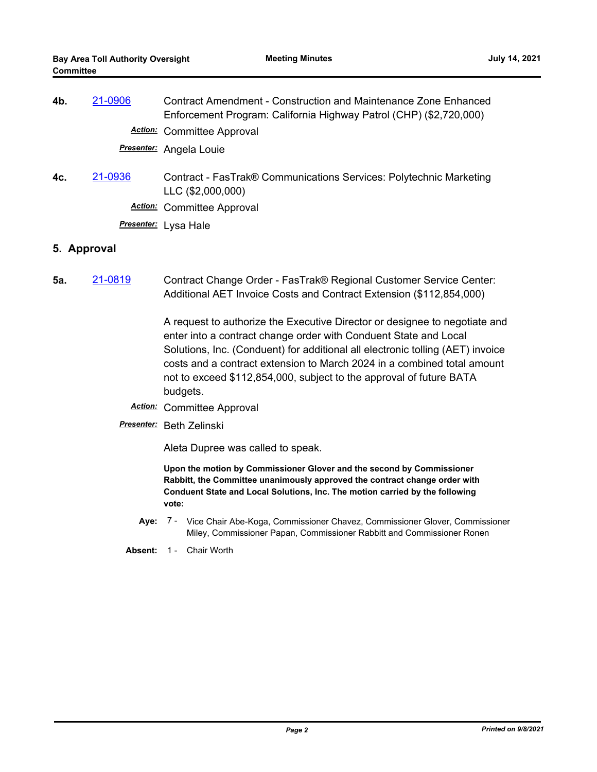**4b.** 21-0906 Contract Amendment - Construction and Maintenance Zone Enhanced Enforcement Program: California Highway Patrol (CHP) ($2,720,000)

***Action:*** Committee Approval

***Presenter:*** Angela Louie

**4c.** 21-0936 Contract - FasTrak® Communications Services: Polytechnic Marketing LLC ($2,000,000)

***Action:*** Committee Approval

***Presenter:*** Lysa Hale

## 5. Approval

**5a.** 21-0819 Contract Change Order - FasTrak® Regional Customer Service Center: Additional AET Invoice Costs and Contract Extension ($112,854,000)

A request to authorize the Executive Director or designee to negotiate and enter into a contract change order with Conduent State and Local Solutions, Inc. (Conduent) for additional all electronic tolling (AET) invoice costs and a contract extension to March 2024 in a combined total amount not to exceed $112,854,000, subject to the approval of future BATA budgets.

***Action:*** Committee Approval

***Presenter:*** Beth Zelinski

Aleta Dupree was called to speak.

**Upon the motion by Commissioner Glover and the second by Commissioner Rabbitt, the Committee unanimously approved the contract change order with Conduent State and Local Solutions, Inc. The motion carried by the following vote:**

**Aye:** 7 - Vice Chair Abe-Koga, Commissioner Chavez, Commissioner Glover, Commissioner Miley, Commissioner Papan, Commissioner Rabbitt and Commissioner Ronen

**Absent:** 1 - Chair Worth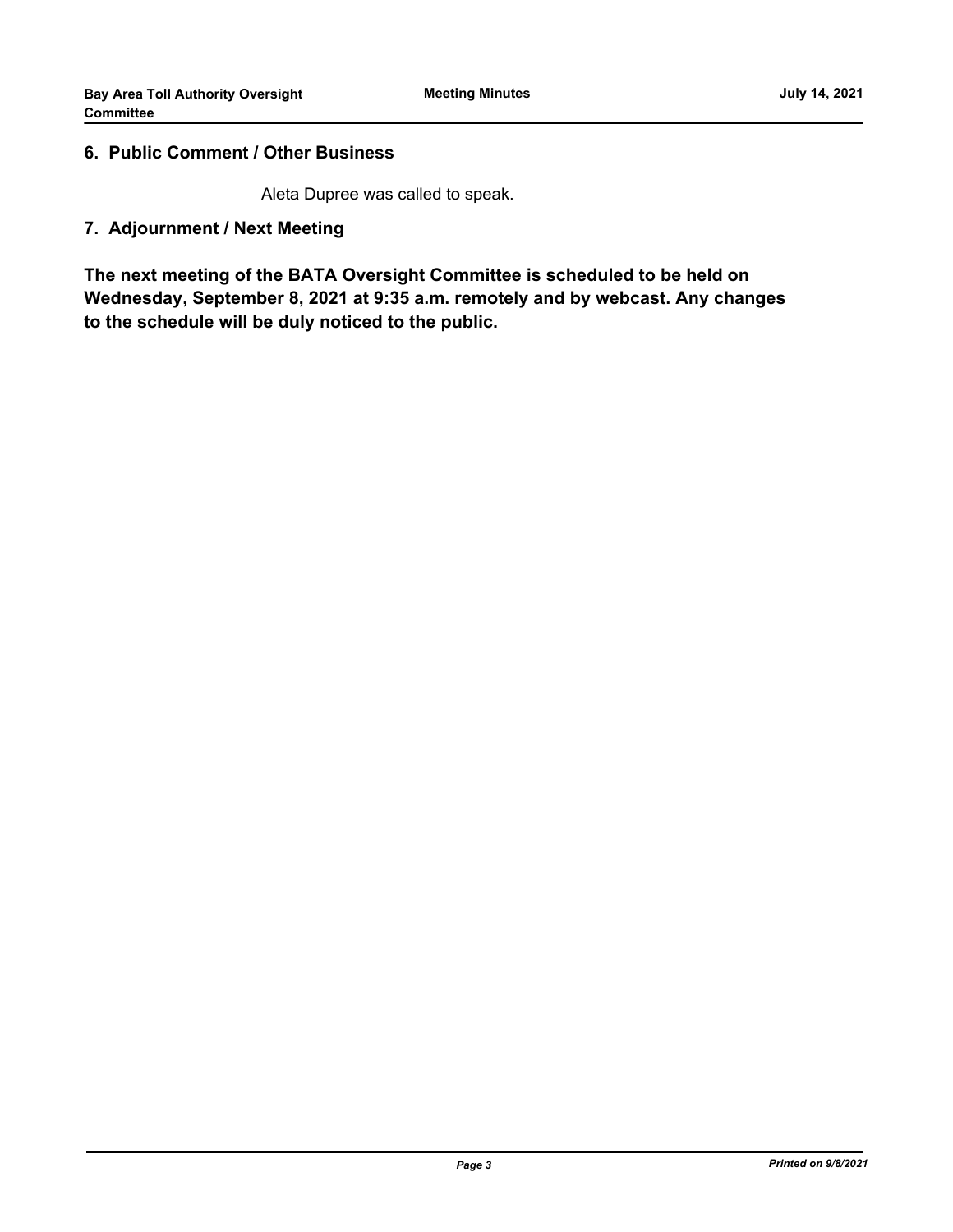## 6. Public Comment / Other Business

Aleta Dupree was called to speak.

## 7. Adjournment / Next Meeting

**The next meeting of the BATA Oversight Committee is scheduled to be held on Wednesday, September 8, 2021 at 9:35 a.m. remotely and by webcast. Any changes to the schedule will be duly noticed to the public.**